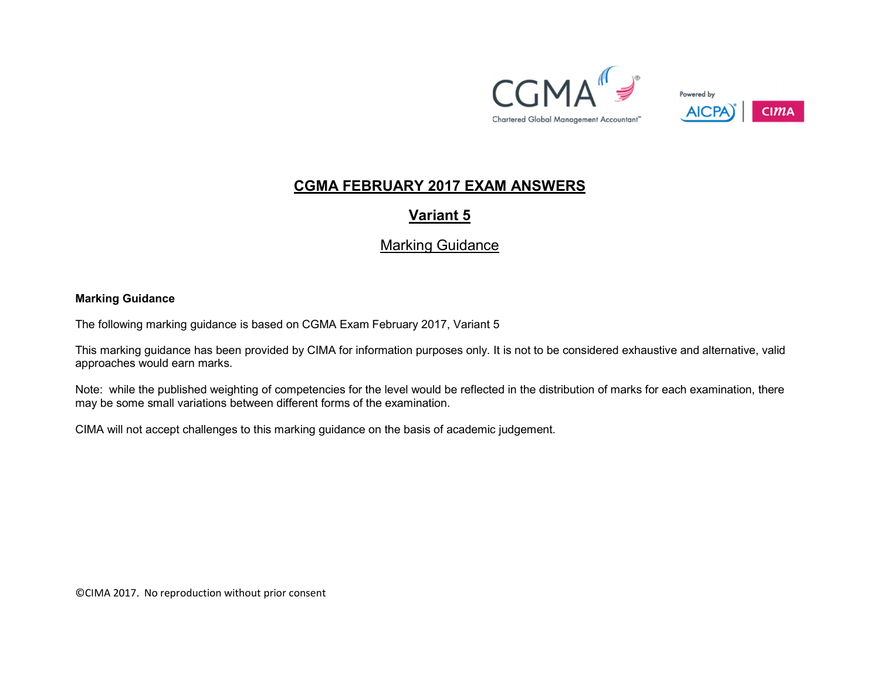# CGMA FEBRUARY 2017 EXAM ANSWERS

## Variant 5

### Marking Guidance

**Marking Guidance**

The following marking guidance is based on CGMA Exam February 2017, Variant 5

This marking guidance has been provided by CIMA for information purposes only. It is not to be considered exhaustive and alternative, valid approaches would earn marks.

Note: while the published weighting of competencies for the level would be reflected in the distribution of marks for each examination, there may be some small variations between different forms of the examination.

CIMA will not accept challenges to this marking guidance on the basis of academic judgement.

©CIMA 2017. No reproduction without prior consent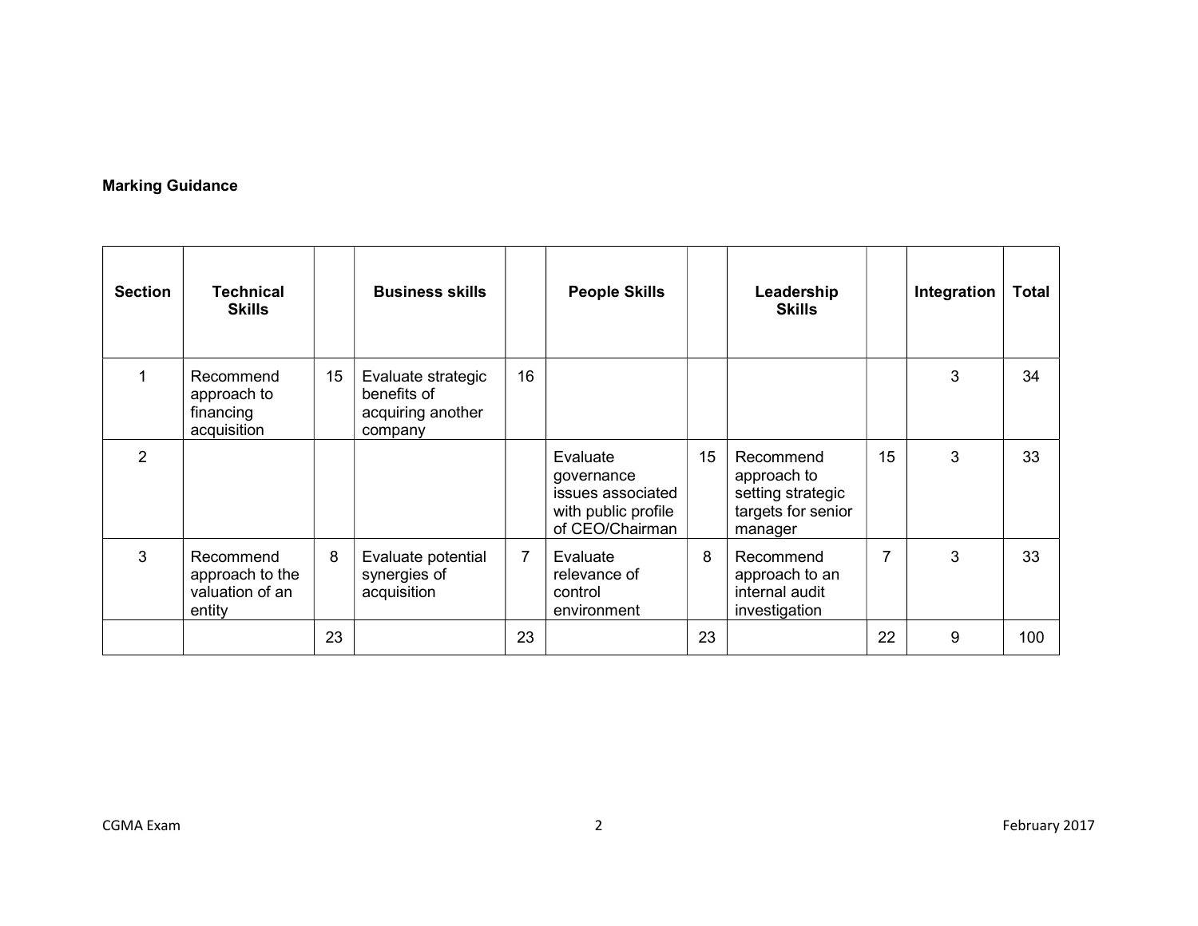**Marking Guidance**

| Section | Technical Skills | | Business skills | | People Skills | | Leadership Skills | | Integration | Total |
|---|---|---|---|---|---|---|---|---|---|---|
| 1 | Recommend approach to financing acquisition | 15 | Evaluate strategic benefits of acquiring another company | 16 | | | | | 3 | 34 |
| 2 | | | | | Evaluate governance issues associated with public profile of CEO/Chairman | 15 | Recommend approach to setting strategic targets for senior manager | 15 | 3 | 33 |
| 3 | Recommend approach to the valuation of an entity | 8 | Evaluate potential synergies of acquisition | 7 | Evaluate relevance of control environment | 8 | Recommend approach to an internal audit investigation | 7 | 3 | 33 |
| | | 23 | | 23 | | 23 | | 22 | 9 | 100 |